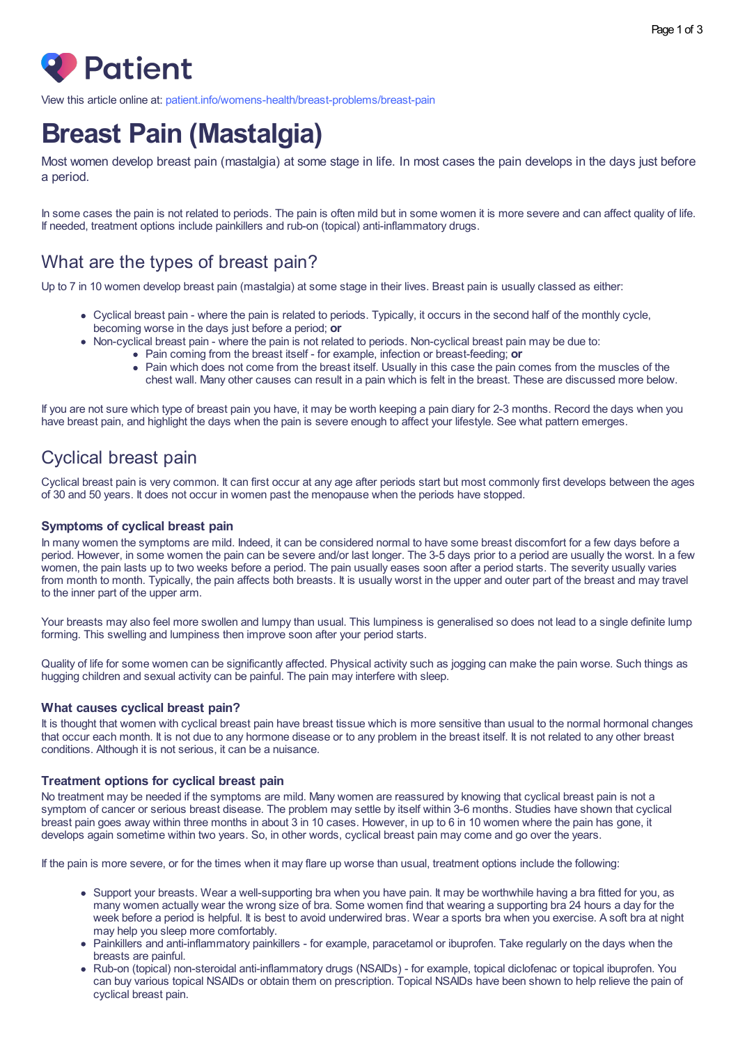Patient

View this article online at: patient.info/womens-health/breast-problems/breast-pain

# Breast Pain (Mastalgia)

Most women develop breast pain (mastalgia) at some stage in life. In most cases the pain develops in the days just before a period.

In some cases the pain is not related to periods. The pain is often mild but in some women it is more severe and can affect quality of life. If needed, treatment options include painkillers and rub-on (topical) anti-inflammatory drugs.

## What are the types of breast pain?

Up to 7 in 10 women develop breast pain (mastalgia) at some stage in their lives. Breast pain is usually classed as either:

- Cyclical breast pain - where the pain is related to periods. Typically, it occurs in the second half of the monthly cycle, becoming worse in the days just before a period; **or**
- Non-cyclical breast pain - where the pain is not related to periods. Non-cyclical breast pain may be due to:
  - Pain coming from the breast itself - for example, infection or breast-feeding; **or**
  - Pain which does not come from the breast itself. Usually in this case the pain comes from the muscles of the chest wall. Many other causes can result in a pain which is felt in the breast. These are discussed more below.

If you are not sure which type of breast pain you have, it may be worth keeping a pain diary for 2-3 months. Record the days when you have breast pain, and highlight the days when the pain is severe enough to affect your lifestyle. See what pattern emerges.

## Cyclical breast pain

Cyclical breast pain is very common. It can first occur at any age after periods start but most commonly first develops between the ages of 30 and 50 years. It does not occur in women past the menopause when the periods have stopped.

### Symptoms of cyclical breast pain

In many women the symptoms are mild. Indeed, it can be considered normal to have some breast discomfort for a few days before a period. However, in some women the pain can be severe and/or last longer. The 3-5 days prior to a period are usually the worst. In a few women, the pain lasts up to two weeks before a period. The pain usually eases soon after a period starts. The severity usually varies from month to month. Typically, the pain affects both breasts. It is usually worst in the upper and outer part of the breast and may travel to the inner part of the upper arm.

Your breasts may also feel more swollen and lumpy than usual. This lumpiness is generalised so does not lead to a single definite lump forming. This swelling and lumpiness then improve soon after your period starts.

Quality of life for some women can be significantly affected. Physical activity such as jogging can make the pain worse. Such things as hugging children and sexual activity can be painful. The pain may interfere with sleep.

### What causes cyclical breast pain?

It is thought that women with cyclical breast pain have breast tissue which is more sensitive than usual to the normal hormonal changes that occur each month. It is not due to any hormone disease or to any problem in the breast itself. It is not related to any other breast conditions. Although it is not serious, it can be a nuisance.

### Treatment options for cyclical breast pain

No treatment may be needed if the symptoms are mild. Many women are reassured by knowing that cyclical breast pain is not a symptom of cancer or serious breast disease. The problem may settle by itself within 3-6 months. Studies have shown that cyclical breast pain goes away within three months in about 3 in 10 cases. However, in up to 6 in 10 women where the pain has gone, it develops again sometime within two years. So, in other words, cyclical breast pain may come and go over the years.

If the pain is more severe, or for the times when it may flare up worse than usual, treatment options include the following:

- Support your breasts. Wear a well-supporting bra when you have pain. It may be worthwhile having a bra fitted for you, as many women actually wear the wrong size of bra. Some women find that wearing a supporting bra 24 hours a day for the week before a period is helpful. It is best to avoid underwired bras. Wear a sports bra when you exercise. A soft bra at night may help you sleep more comfortably.
- Painkillers and anti-inflammatory painkillers - for example, paracetamol or ibuprofen. Take regularly on the days when the breasts are painful.
- Rub-on (topical) non-steroidal anti-inflammatory drugs (NSAIDs) - for example, topical diclofenac or topical ibuprofen. You can buy various topical NSAIDs or obtain them on prescription. Topical NSAIDs have been shown to help relieve the pain of cyclical breast pain.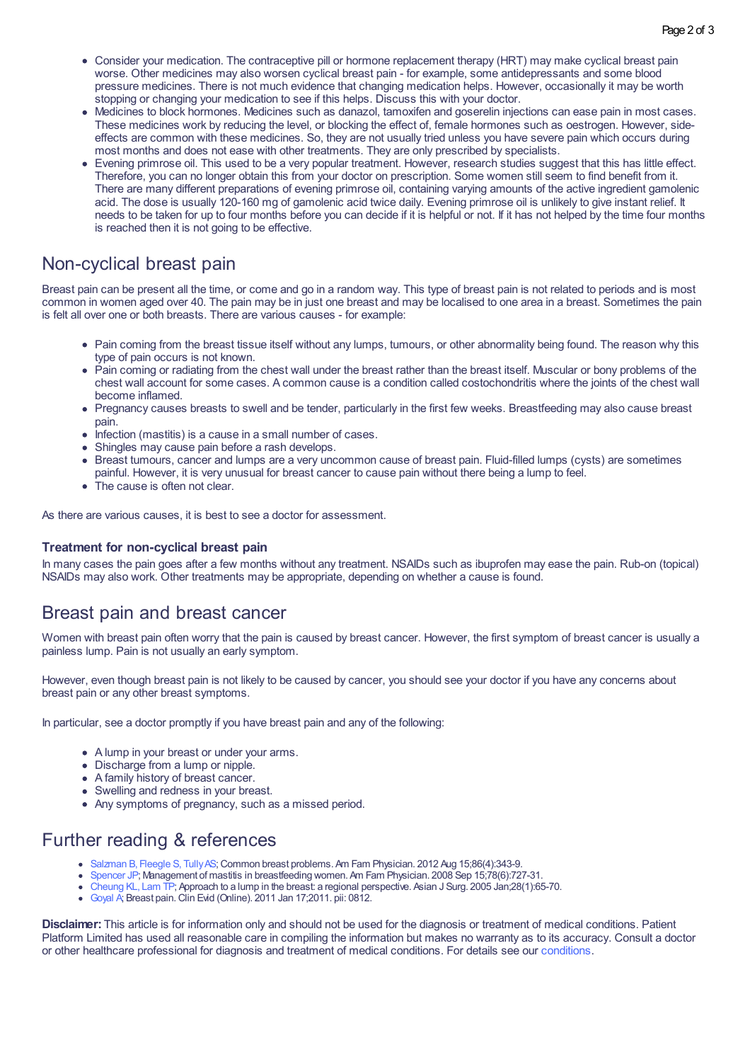- Consider your medication. The contraceptive pill or hormone replacement therapy (HRT) may make cyclical breast pain worse. Other medicines may also worsen cyclical breast pain - for example, some antidepressants and some blood pressure medicines. There is not much evidence that changing medication helps. However, occasionally it may be worth stopping or changing your medication to see if this helps. Discuss this with your doctor.
- Medicines to block hormones. Medicines such as danazol, tamoxifen and goserelin injections can ease pain in most cases. These medicines work by reducing the level, or blocking the effect of, female hormones such as oestrogen. However, side-effects are common with these medicines. So, they are not usually tried unless you have severe pain which occurs during most months and does not ease with other treatments. They are only prescribed by specialists.
- Evening primrose oil. This used to be a very popular treatment. However, research studies suggest that this has little effect. Therefore, you can no longer obtain this from your doctor on prescription. Some women still seem to find benefit from it. There are many different preparations of evening primrose oil, containing varying amounts of the active ingredient gamolenic acid. The dose is usually 120-160 mg of gamolenic acid twice daily. Evening primrose oil is unlikely to give instant relief. It needs to be taken for up to four months before you can decide if it is helpful or not. If it has not helped by the time four months is reached then it is not going to be effective.

## Non-cyclical breast pain

Breast pain can be present all the time, or come and go in a random way. This type of breast pain is not related to periods and is most common in women aged over 40. The pain may be in just one breast and may be localised to one area in a breast. Sometimes the pain is felt all over one or both breasts. There are various causes - for example:

- Pain coming from the breast tissue itself without any lumps, tumours, or other abnormality being found. The reason why this type of pain occurs is not known.
- Pain coming or radiating from the chest wall under the breast rather than the breast itself. Muscular or bony problems of the chest wall account for some cases. A common cause is a condition called costochondritis where the joints of the chest wall become inflamed.
- Pregnancy causes breasts to swell and be tender, particularly in the first few weeks. Breastfeeding may also cause breast pain.
- Infection (mastitis) is a cause in a small number of cases.
- Shingles may cause pain before a rash develops.
- Breast tumours, cancer and lumps are a very uncommon cause of breast pain. Fluid-filled lumps (cysts) are sometimes painful. However, it is very unusual for breast cancer to cause pain without there being a lump to feel.
- The cause is often not clear.

As there are various causes, it is best to see a doctor for assessment.

### Treatment for non-cyclical breast pain

In many cases the pain goes after a few months without any treatment. NSAIDs such as ibuprofen may ease the pain. Rub-on (topical) NSAIDs may also work. Other treatments may be appropriate, depending on whether a cause is found.

## Breast pain and breast cancer

Women with breast pain often worry that the pain is caused by breast cancer. However, the first symptom of breast cancer is usually a painless lump. Pain is not usually an early symptom.

However, even though breast pain is not likely to be caused by cancer, you should see your doctor if you have any concerns about breast pain or any other breast symptoms.

In particular, see a doctor promptly if you have breast pain and any of the following:

- A lump in your breast or under your arms.
- Discharge from a lump or nipple.
- A family history of breast cancer.
- Swelling and redness in your breast.
- Any symptoms of pregnancy, such as a missed period.

## Further reading & references

- Salzman B, Fleegle S, Tully AS; Common breast problems. Am Fam Physician. 2012 Aug 15;86(4):343-9.
- Spencer JP; Management of mastitis in breastfeeding women. Am Fam Physician. 2008 Sep 15;78(6):727-31.
- Cheung KL, Lam TP; Approach to a lump in the breast: a regional perspective. Asian J Surg. 2005 Jan;28(1):65-70.
- Goyal A; Breast pain. Clin Evid (Online). 2011 Jan 17;2011. pii: 0812.

**Disclaimer:** This article is for information only and should not be used for the diagnosis or treatment of medical conditions. Patient Platform Limited has used all reasonable care in compiling the information but makes no warranty as to its accuracy. Consult a doctor or other healthcare professional for diagnosis and treatment of medical conditions. For details see our conditions.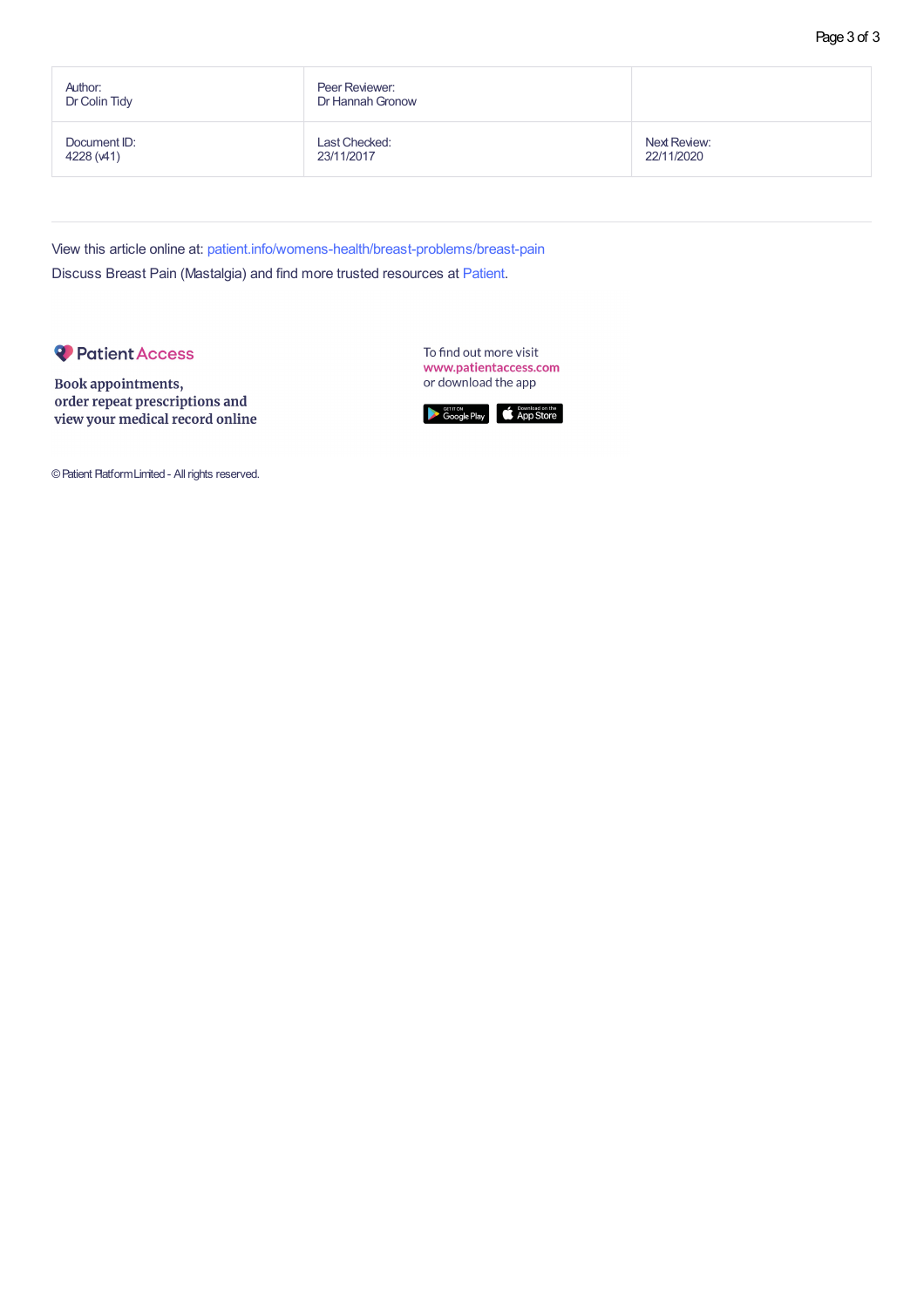| | | |
|---|---|---|
| Author:<br>Dr Colin Tidy | Peer Reviewer:<br>Dr Hannah Gronow | |
| Document ID:<br>4228 (v41) | Last Checked:<br>23/11/2017 | Next Review:<br>22/11/2020 |

View this article online at: patient.info/womens-health/breast-problems/breast-pain

Discuss Breast Pain (Mastalgia) and find more trusted resources at Patient.

Patient Access

Book appointments, order repeat prescriptions and view your medical record online

To find out more visit www.patientaccess.com or download the app

GET IT ON Google Play

Download on the App Store

© Patient Platform Limited - All rights reserved.